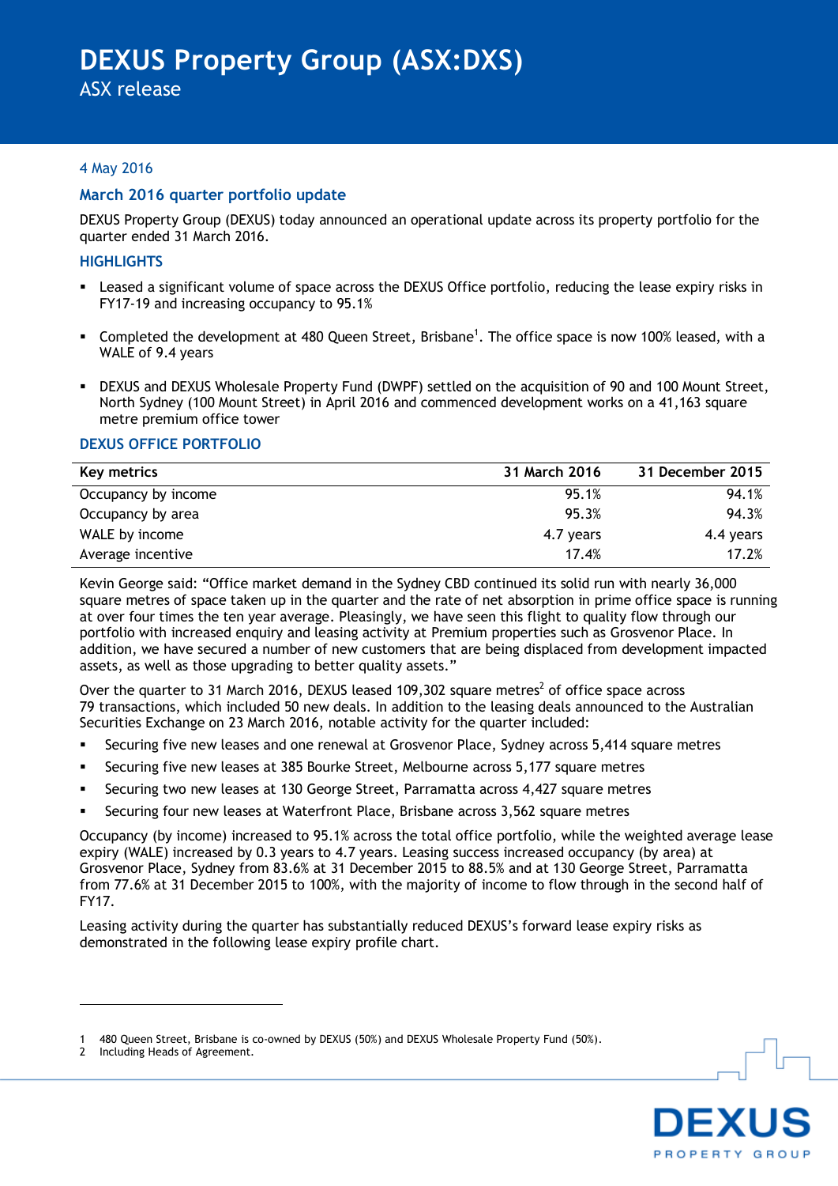# DEXUS Property Group (ASX:DXS)

ASX release

4 May 2016

## March 2016 quarter portfolio update

DEXUS Property Group (DEXUS) today announced an operational update across its property portfolio for the quarter ended 31 March 2016.

### HIGHLIGHTS

- Leased a significant volume of space across the DEXUS Office portfolio, reducing the lease expiry risks in FY17-19 and increasing occupancy to 95.1%
- Completed the development at 480 Queen Street, Brisbane[1]. The office space is now 100% leased, with a WALE of 9.4 years
- DEXUS and DEXUS Wholesale Property Fund (DWPF) settled on the acquisition of 90 and 100 Mount Street, North Sydney (100 Mount Street) in April 2016 and commenced development works on a 41,163 square metre premium office tower

### DEXUS OFFICE PORTFOLIO

| Key metrics | 31 March 2016 | 31 December 2015 |
|---|---|---|
| Occupancy by income | 95.1% | 94.1% |
| Occupancy by area | 95.3% | 94.3% |
| WALE by income | 4.7 years | 4.4 years |
| Average incentive | 17.4% | 17.2% |

Kevin George said: "Office market demand in the Sydney CBD continued its solid run with nearly 36,000 square metres of space taken up in the quarter and the rate of net absorption in prime office space is running at over four times the ten year average. Pleasingly, we have seen this flight to quality flow through our portfolio with increased enquiry and leasing activity at Premium properties such as Grosvenor Place. In addition, we have secured a number of new customers that are being displaced from development impacted assets, as well as those upgrading to better quality assets."

Over the quarter to 31 March 2016, DEXUS leased 109,302 square metres[2] of office space across 79 transactions, which included 50 new deals. In addition to the leasing deals announced to the Australian Securities Exchange on 23 March 2016, notable activity for the quarter included:

- Securing five new leases and one renewal at Grosvenor Place, Sydney across 5,414 square metres
- Securing five new leases at 385 Bourke Street, Melbourne across 5,177 square metres
- Securing two new leases at 130 George Street, Parramatta across 4,427 square metres
- Securing four new leases at Waterfront Place, Brisbane across 3,562 square metres

Occupancy (by income) increased to 95.1% across the total office portfolio, while the weighted average lease expiry (WALE) increased by 0.3 years to 4.7 years. Leasing success increased occupancy (by area) at Grosvenor Place, Sydney from 83.6% at 31 December 2015 to 88.5% and at 130 George Street, Parramatta from 77.6% at 31 December 2015 to 100%, with the majority of income to flow through in the second half of FY17.

Leasing activity during the quarter has substantially reduced DEXUS's forward lease expiry risks as demonstrated in the following lease expiry profile chart.

---

1 480 Queen Street, Brisbane is co-owned by DEXUS (50%) and DEXUS Wholesale Property Fund (50%).
2 Including Heads of Agreement.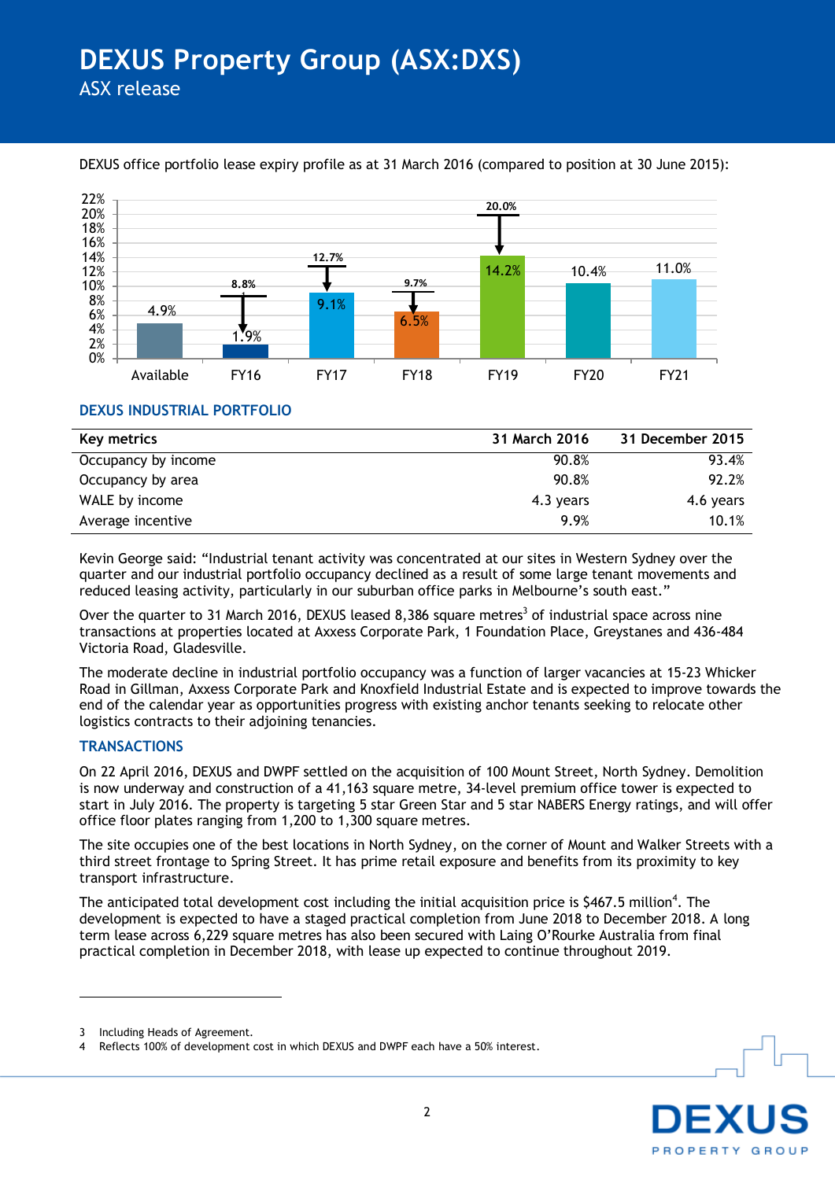DEXUS office portfolio lease expiry profile as at 31 March 2016 (compared to position at 30 June 2015):

| | Available | FY16 | FY17 | FY18 | FY19 | FY20 | FY21 |
|---|---|---|---|---|---|---|---|
| 30 June 2015 | | 8.8% | 12.7% | 9.7% | 20.0% | | |
| 31 March 2016 | 4.9% | 1.9% | 9.1% | 6.5% | 14.2% | 10.4% | 11.0% |

## DEXUS INDUSTRIAL PORTFOLIO

| Key metrics | 31 March 2016 | 31 December 2015 |
|---|---|---|
| Occupancy by income | 90.8% | 93.4% |
| Occupancy by area | 90.8% | 92.2% |
| WALE by income | 4.3 years | 4.6 years |
| Average incentive | 9.9% | 10.1% |

Kevin George said: "Industrial tenant activity was concentrated at our sites in Western Sydney over the quarter and our industrial portfolio occupancy declined as a result of some large tenant movements and reduced leasing activity, particularly in our suburban office parks in Melbourne's south east."

Over the quarter to 31 March 2016, DEXUS leased 8,386 square metres[3] of industrial space across nine transactions at properties located at Axxess Corporate Park, 1 Foundation Place, Greystanes and 436-484 Victoria Road, Gladesville.

The moderate decline in industrial portfolio occupancy was a function of larger vacancies at 15-23 Whicker Road in Gillman, Axxess Corporate Park and Knoxfield Industrial Estate and is expected to improve towards the end of the calendar year as opportunities progress with existing anchor tenants seeking to relocate other logistics contracts to their adjoining tenancies.

## TRANSACTIONS

On 22 April 2016, DEXUS and DWPF settled on the acquisition of 100 Mount Street, North Sydney. Demolition is now underway and construction of a 41,163 square metre, 34-level premium office tower is expected to start in July 2016. The property is targeting 5 star Green Star and 5 star NABERS Energy ratings, and will offer office floor plates ranging from 1,200 to 1,300 square metres.

The site occupies one of the best locations in North Sydney, on the corner of Mount and Walker Streets with a third street frontage to Spring Street. It has prime retail exposure and benefits from its proximity to key transport infrastructure.

The anticipated total development cost including the initial acquisition price is $467.5 million[4]. The development is expected to have a staged practical completion from June 2018 to December 2018. A long term lease across 6,229 square metres has also been secured with Laing O'Rourke Australia from final practical completion in December 2018, with lease up expected to continue throughout 2019.

---

3 Including Heads of Agreement.
4 Reflects 100% of development cost in which DEXUS and DWPF each have a 50% interest.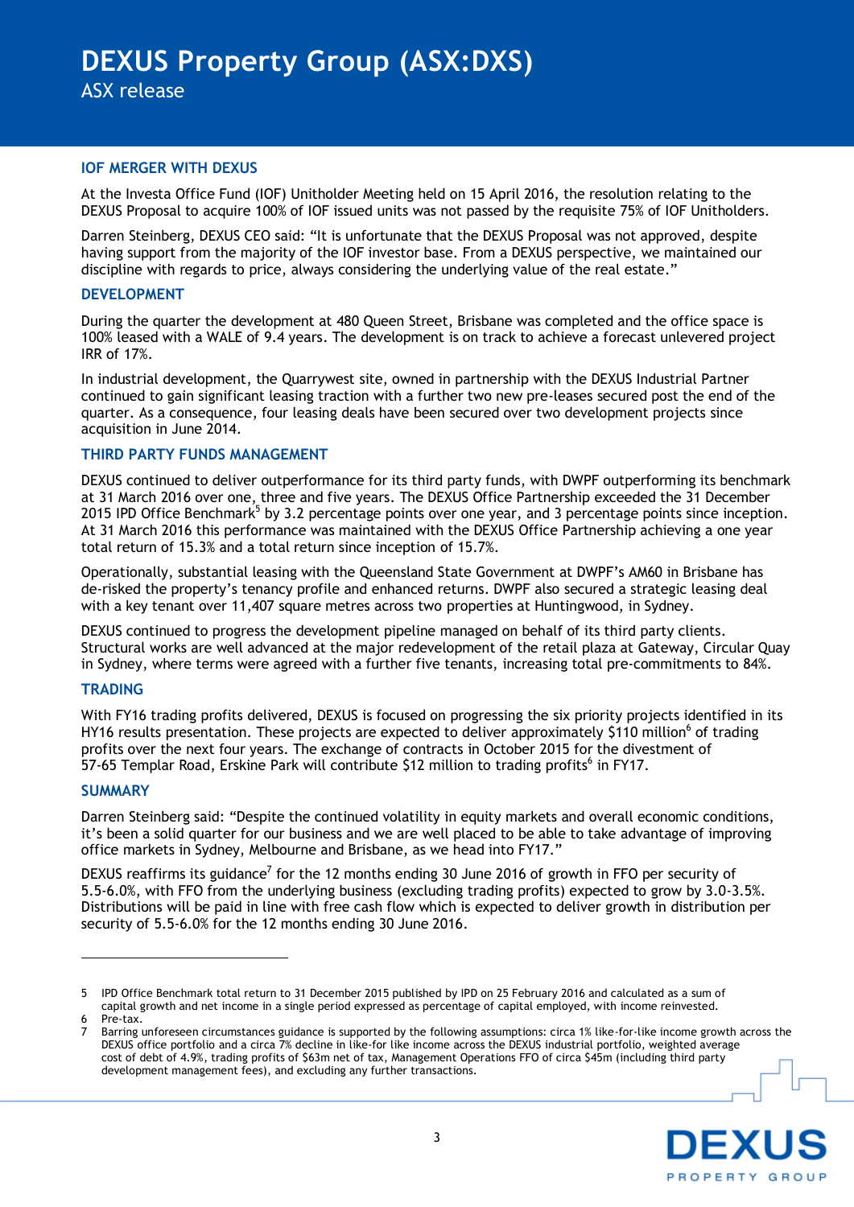## IOF MERGER WITH DEXUS

At the Investa Office Fund (IOF) Unitholder Meeting held on 15 April 2016, the resolution relating to the DEXUS Proposal to acquire 100% of IOF issued units was not passed by the requisite 75% of IOF Unitholders.

Darren Steinberg, DEXUS CEO said: "It is unfortunate that the DEXUS Proposal was not approved, despite having support from the majority of the IOF investor base. From a DEXUS perspective, we maintained our discipline with regards to price, always considering the underlying value of the real estate."

## DEVELOPMENT

During the quarter the development at 480 Queen Street, Brisbane was completed and the office space is 100% leased with a WALE of 9.4 years. The development is on track to achieve a forecast unlevered project IRR of 17%.

In industrial development, the Quarrywest site, owned in partnership with the DEXUS Industrial Partner continued to gain significant leasing traction with a further two new pre-leases secured post the end of the quarter. As a consequence, four leasing deals have been secured over two development projects since acquisition in June 2014.

## THIRD PARTY FUNDS MANAGEMENT

DEXUS continued to deliver outperformance for its third party funds, with DWPF outperforming its benchmark at 31 March 2016 over one, three and five years. The DEXUS Office Partnership exceeded the 31 December 2015 IPD Office Benchmark[5] by 3.2 percentage points over one year, and 3 percentage points since inception. At 31 March 2016 this performance was maintained with the DEXUS Office Partnership achieving a one year total return of 15.3% and a total return since inception of 15.7%.

Operationally, substantial leasing with the Queensland State Government at DWPF's AM60 in Brisbane has de-risked the property's tenancy profile and enhanced returns. DWPF also secured a strategic leasing deal with a key tenant over 11,407 square metres across two properties at Huntingwood, in Sydney.

DEXUS continued to progress the development pipeline managed on behalf of its third party clients. Structural works are well advanced at the major redevelopment of the retail plaza at Gateway, Circular Quay in Sydney, where terms were agreed with a further five tenants, increasing total pre-commitments to 84%.

## TRADING

With FY16 trading profits delivered, DEXUS is focused on progressing the six priority projects identified in its HY16 results presentation. These projects are expected to deliver approximately $110 million[6] of trading profits over the next four years. The exchange of contracts in October 2015 for the divestment of 57-65 Templar Road, Erskine Park will contribute $12 million to trading profits[6] in FY17.

## SUMMARY

Darren Steinberg said: "Despite the continued volatility in equity markets and overall economic conditions, it's been a solid quarter for our business and we are well placed to be able to take advantage of improving office markets in Sydney, Melbourne and Brisbane, as we head into FY17."

DEXUS reaffirms its guidance[7] for the 12 months ending 30 June 2016 of growth in FFO per security of 5.5-6.0%, with FFO from the underlying business (excluding trading profits) expected to grow by 3.0-3.5%. Distributions will be paid in line with free cash flow which is expected to deliver growth in distribution per security of 5.5-6.0% for the 12 months ending 30 June 2016.

---

5 IPD Office Benchmark total return to 31 December 2015 published by IPD on 25 February 2016 and calculated as a sum of capital growth and net income in a single period expressed as percentage of capital employed, with income reinvested.

6 Pre-tax.

7 Barring unforeseen circumstances guidance is supported by the following assumptions: circa 1% like-for-like income growth across the DEXUS office portfolio and a circa 7% decline in like-for like income across the DEXUS industrial portfolio, weighted average cost of debt of 4.9%, trading profits of $63m net of tax, Management Operations FFO of circa $45m (including third party development management fees), and excluding any further transactions.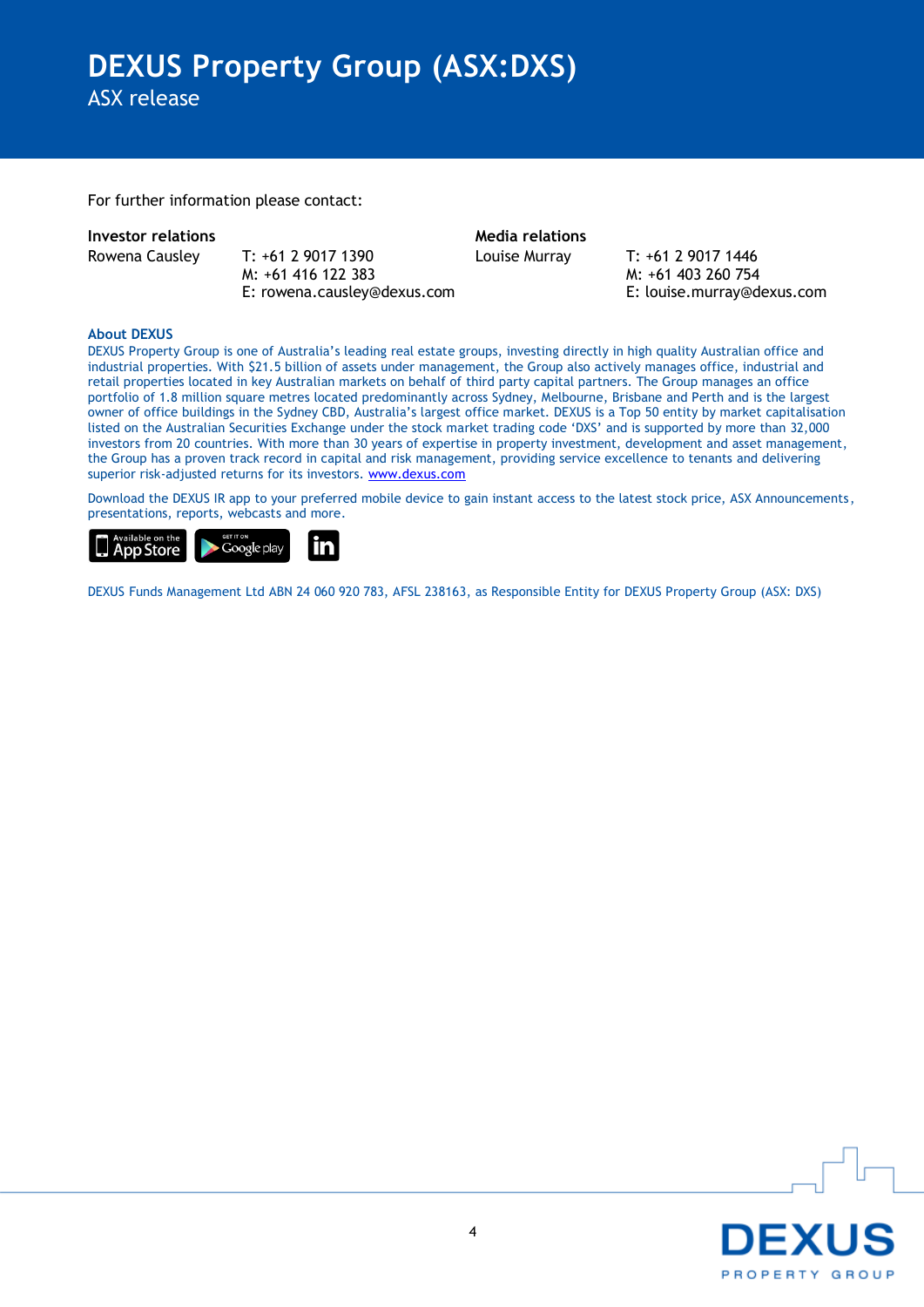# DEXUS Property Group (ASX:DXS)

ASX release

For further information please contact:

| Investor relations | | Media relations | |
|---|---|---|---|
| Rowena Causley | T: +61 2 9017 1390<br>M: +61 416 122 383<br>E: rowena.causley@dexus.com | Louise Murray | T: +61 2 9017 1446<br>M: +61 403 260 754<br>E: louise.murray@dexus.com |

### About DEXUS

DEXUS Property Group is one of Australia's leading real estate groups, investing directly in high quality Australian office and industrial properties. With $21.5 billion of assets under management, the Group also actively manages office, industrial and retail properties located in key Australian markets on behalf of third party capital partners. The Group manages an office portfolio of 1.8 million square metres located predominantly across Sydney, Melbourne, Brisbane and Perth and is the largest owner of office buildings in the Sydney CBD, Australia's largest office market. DEXUS is a Top 50 entity by market capitalisation listed on the Australian Securities Exchange under the stock market trading code 'DXS' and is supported by more than 32,000 investors from 20 countries. With more than 30 years of expertise in property investment, development and asset management, the Group has a proven track record in capital and risk management, providing service excellence to tenants and delivering superior risk-adjusted returns for its investors. www.dexus.com

Download the DEXUS IR app to your preferred mobile device to gain instant access to the latest stock price, ASX Announcements, presentations, reports, webcasts and more.

DEXUS Funds Management Ltd ABN 24 060 920 783, AFSL 238163, as Responsible Entity for DEXUS Property Group (ASX: DXS)